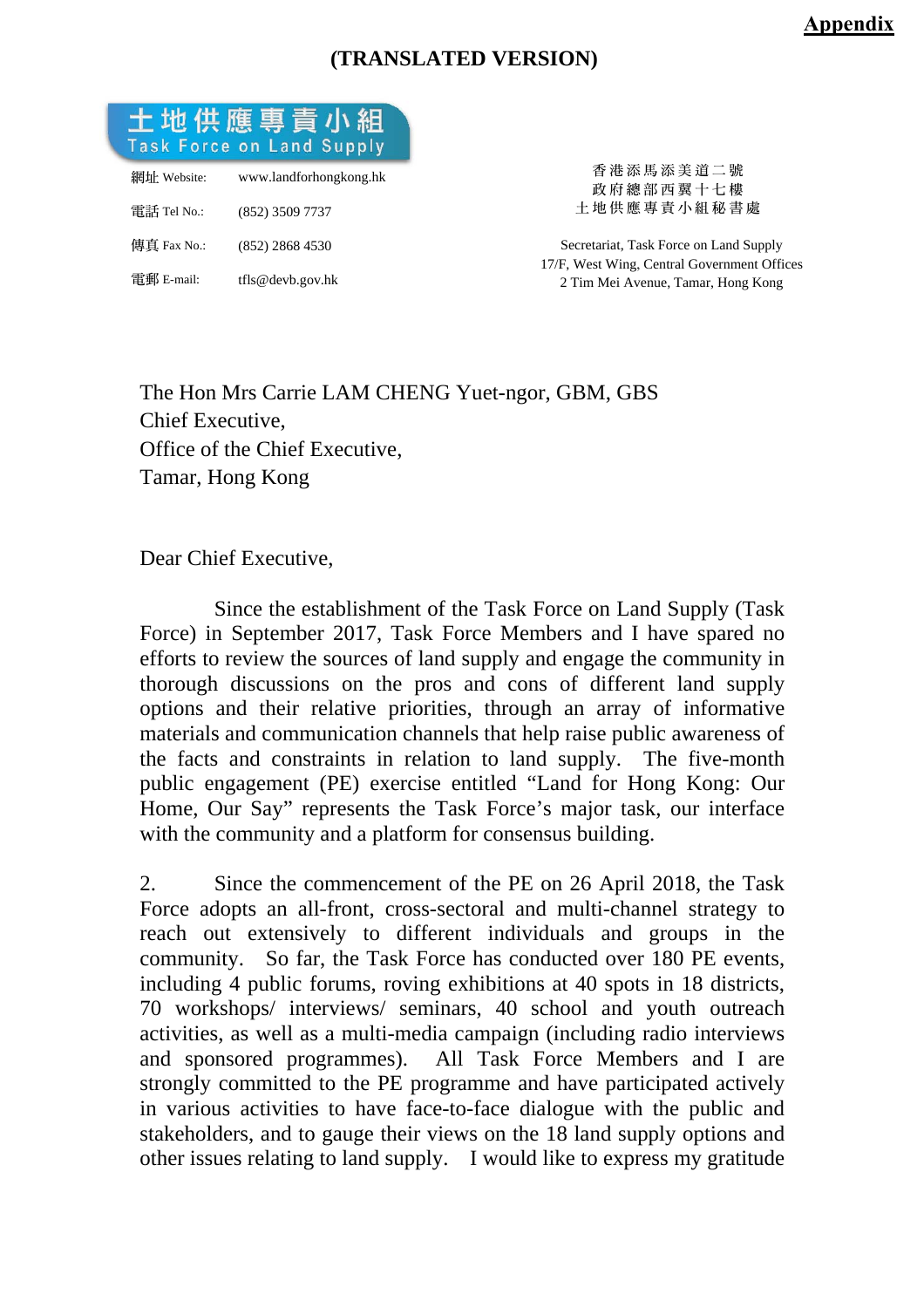**Appendix**

**(TRANSLATED VERSION)**

土地供應專責小組
Task Force on Land Supply

網址 Website: www.landforhongkong.hk
電話 Tel No.: (852) 3509 7737
傳真 Fax No.: (852) 2868 4530
電郵 E-mail: tfls@devb.gov.hk

香港添馬添美道二號
政府總部西翼十七樓
土地供應專責小組秘書處

Secretariat, Task Force on Land Supply
17/F, West Wing, Central Government Offices
2 Tim Mei Avenue, Tamar, Hong Kong

The Hon Mrs Carrie LAM CHENG Yuet-ngor, GBM, GBS
Chief Executive,
Office of the Chief Executive,
Tamar, Hong Kong

Dear Chief Executive,

Since the establishment of the Task Force on Land Supply (Task Force) in September 2017, Task Force Members and I have spared no efforts to review the sources of land supply and engage the community in thorough discussions on the pros and cons of different land supply options and their relative priorities, through an array of informative materials and communication channels that help raise public awareness of the facts and constraints in relation to land supply. The five-month public engagement (PE) exercise entitled "Land for Hong Kong: Our Home, Our Say" represents the Task Force's major task, our interface with the community and a platform for consensus building.

2. Since the commencement of the PE on 26 April 2018, the Task Force adopts an all-front, cross-sectoral and multi-channel strategy to reach out extensively to different individuals and groups in the community. So far, the Task Force has conducted over 180 PE events, including 4 public forums, roving exhibitions at 40 spots in 18 districts, 70 workshops/ interviews/ seminars, 40 school and youth outreach activities, as well as a multi-media campaign (including radio interviews and sponsored programmes). All Task Force Members and I are strongly committed to the PE programme and have participated actively in various activities to have face-to-face dialogue with the public and stakeholders, and to gauge their views on the 18 land supply options and other issues relating to land supply. I would like to express my gratitude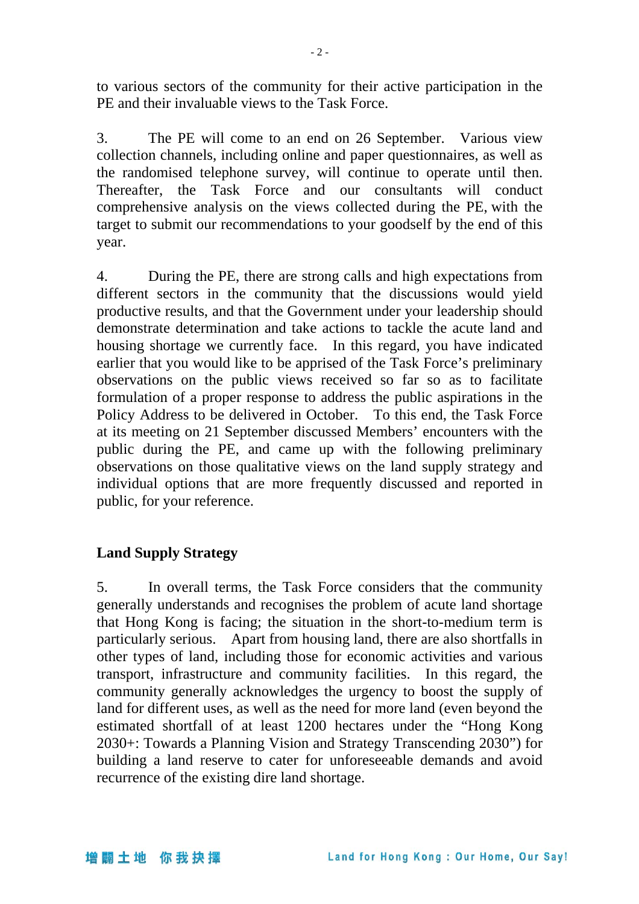to various sectors of the community for their active participation in the PE and their invaluable views to the Task Force.

3. The PE will come to an end on 26 September. Various view collection channels, including online and paper questionnaires, as well as the randomised telephone survey, will continue to operate until then. Thereafter, the Task Force and our consultants will conduct comprehensive analysis on the views collected during the PE, with the target to submit our recommendations to your goodself by the end of this year.

4. During the PE, there are strong calls and high expectations from different sectors in the community that the discussions would yield productive results, and that the Government under your leadership should demonstrate determination and take actions to tackle the acute land and housing shortage we currently face. In this regard, you have indicated earlier that you would like to be apprised of the Task Force's preliminary observations on the public views received so far so as to facilitate formulation of a proper response to address the public aspirations in the Policy Address to be delivered in October. To this end, the Task Force at its meeting on 21 September discussed Members' encounters with the public during the PE, and came up with the following preliminary observations on those qualitative views on the land supply strategy and individual options that are more frequently discussed and reported in public, for your reference.

**Land Supply Strategy**

5. In overall terms, the Task Force considers that the community generally understands and recognises the problem of acute land shortage that Hong Kong is facing; the situation in the short-to-medium term is particularly serious. Apart from housing land, there are also shortfalls in other types of land, including those for economic activities and various transport, infrastructure and community facilities. In this regard, the community generally acknowledges the urgency to boost the supply of land for different uses, as well as the need for more land (even beyond the estimated shortfall of at least 1200 hectares under the "Hong Kong 2030+: Towards a Planning Vision and Strategy Transcending 2030") for building a land reserve to cater for unforeseeable demands and avoid recurrence of the existing dire land shortage.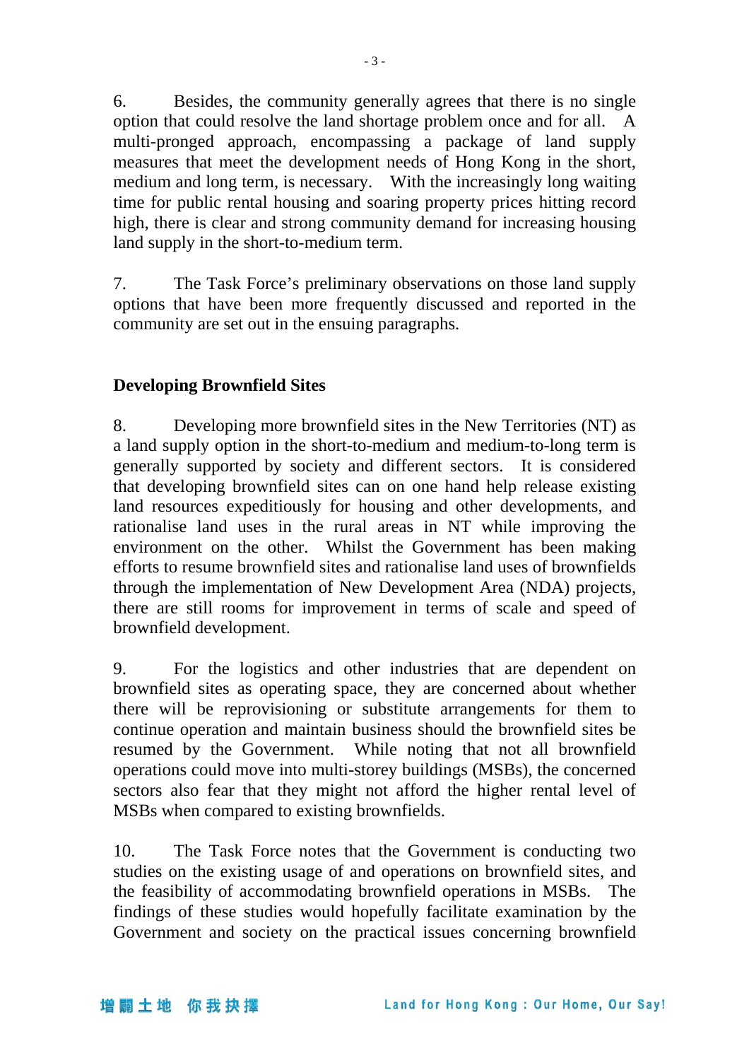6. Besides, the community generally agrees that there is no single option that could resolve the land shortage problem once and for all. A multi-pronged approach, encompassing a package of land supply measures that meet the development needs of Hong Kong in the short, medium and long term, is necessary. With the increasingly long waiting time for public rental housing and soaring property prices hitting record high, there is clear and strong community demand for increasing housing land supply in the short-to-medium term.

7. The Task Force's preliminary observations on those land supply options that have been more frequently discussed and reported in the community are set out in the ensuing paragraphs.

**Developing Brownfield Sites**

8. Developing more brownfield sites in the New Territories (NT) as a land supply option in the short-to-medium and medium-to-long term is generally supported by society and different sectors. It is considered that developing brownfield sites can on one hand help release existing land resources expeditiously for housing and other developments, and rationalise land uses in the rural areas in NT while improving the environment on the other. Whilst the Government has been making efforts to resume brownfield sites and rationalise land uses of brownfields through the implementation of New Development Area (NDA) projects, there are still rooms for improvement in terms of scale and speed of brownfield development.

9. For the logistics and other industries that are dependent on brownfield sites as operating space, they are concerned about whether there will be reprovisioning or substitute arrangements for them to continue operation and maintain business should the brownfield sites be resumed by the Government. While noting that not all brownfield operations could move into multi-storey buildings (MSBs), the concerned sectors also fear that they might not afford the higher rental level of MSBs when compared to existing brownfields.

10. The Task Force notes that the Government is conducting two studies on the existing usage of and operations on brownfield sites, and the feasibility of accommodating brownfield operations in MSBs. The findings of these studies would hopefully facilitate examination by the Government and society on the practical issues concerning brownfield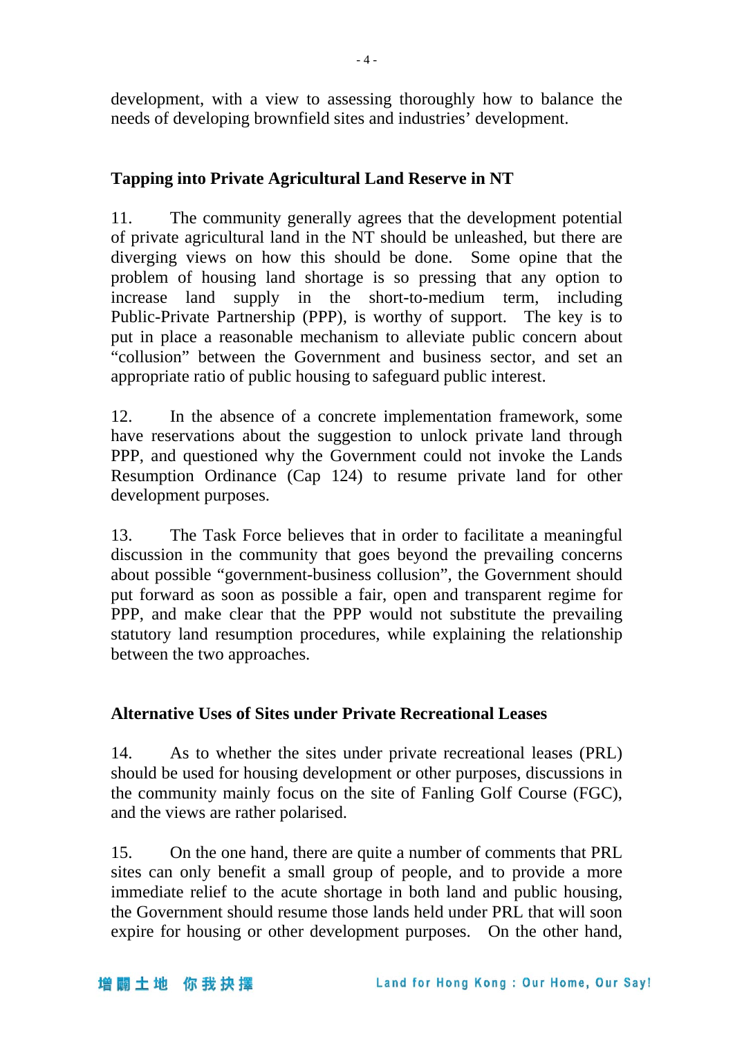development, with a view to assessing thoroughly how to balance the needs of developing brownfield sites and industries' development.

## Tapping into Private Agricultural Land Reserve in NT

11. The community generally agrees that the development potential of private agricultural land in the NT should be unleashed, but there are diverging views on how this should be done. Some opine that the problem of housing land shortage is so pressing that any option to increase land supply in the short-to-medium term, including Public-Private Partnership (PPP), is worthy of support. The key is to put in place a reasonable mechanism to alleviate public concern about "collusion" between the Government and business sector, and set an appropriate ratio of public housing to safeguard public interest.

12. In the absence of a concrete implementation framework, some have reservations about the suggestion to unlock private land through PPP, and questioned why the Government could not invoke the Lands Resumption Ordinance (Cap 124) to resume private land for other development purposes.

13. The Task Force believes that in order to facilitate a meaningful discussion in the community that goes beyond the prevailing concerns about possible "government-business collusion", the Government should put forward as soon as possible a fair, open and transparent regime for PPP, and make clear that the PPP would not substitute the prevailing statutory land resumption procedures, while explaining the relationship between the two approaches.

## Alternative Uses of Sites under Private Recreational Leases

14. As to whether the sites under private recreational leases (PRL) should be used for housing development or other purposes, discussions in the community mainly focus on the site of Fanling Golf Course (FGC), and the views are rather polarised.

15. On the one hand, there are quite a number of comments that PRL sites can only benefit a small group of people, and to provide a more immediate relief to the acute shortage in both land and public housing, the Government should resume those lands held under PRL that will soon expire for housing or other development purposes. On the other hand,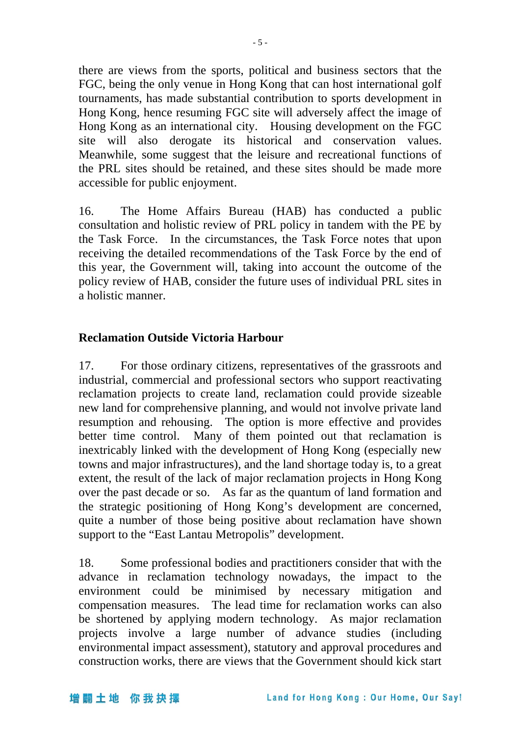there are views from the sports, political and business sectors that the FGC, being the only venue in Hong Kong that can host international golf tournaments, has made substantial contribution to sports development in Hong Kong, hence resuming FGC site will adversely affect the image of Hong Kong as an international city. Housing development on the FGC site will also derogate its historical and conservation values. Meanwhile, some suggest that the leisure and recreational functions of the PRL sites should be retained, and these sites should be made more accessible for public enjoyment.

16. The Home Affairs Bureau (HAB) has conducted a public consultation and holistic review of PRL policy in tandem with the PE by the Task Force. In the circumstances, the Task Force notes that upon receiving the detailed recommendations of the Task Force by the end of this year, the Government will, taking into account the outcome of the policy review of HAB, consider the future uses of individual PRL sites in a holistic manner.

**Reclamation Outside Victoria Harbour**

17. For those ordinary citizens, representatives of the grassroots and industrial, commercial and professional sectors who support reactivating reclamation projects to create land, reclamation could provide sizeable new land for comprehensive planning, and would not involve private land resumption and rehousing. The option is more effective and provides better time control. Many of them pointed out that reclamation is inextricably linked with the development of Hong Kong (especially new towns and major infrastructures), and the land shortage today is, to a great extent, the result of the lack of major reclamation projects in Hong Kong over the past decade or so. As far as the quantum of land formation and the strategic positioning of Hong Kong's development are concerned, quite a number of those being positive about reclamation have shown support to the "East Lantau Metropolis" development.

18. Some professional bodies and practitioners consider that with the advance in reclamation technology nowadays, the impact to the environment could be minimised by necessary mitigation and compensation measures. The lead time for reclamation works can also be shortened by applying modern technology. As major reclamation projects involve a large number of advance studies (including environmental impact assessment), statutory and approval procedures and construction works, there are views that the Government should kick start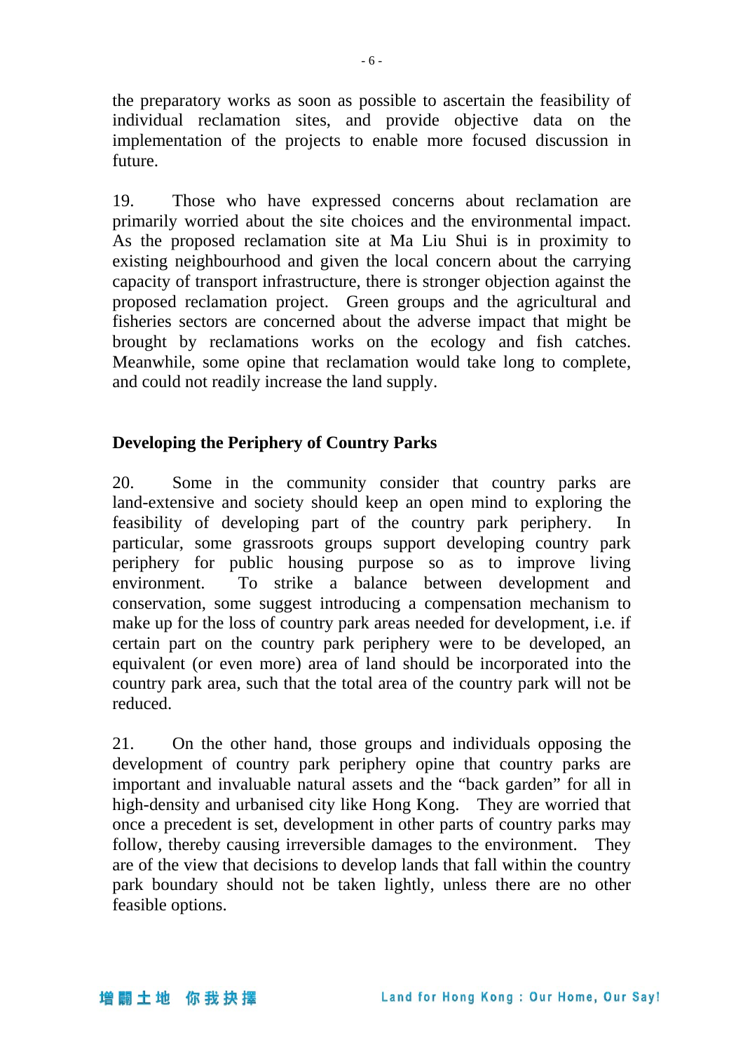the preparatory works as soon as possible to ascertain the feasibility of individual reclamation sites, and provide objective data on the implementation of the projects to enable more focused discussion in future.

19. Those who have expressed concerns about reclamation are primarily worried about the site choices and the environmental impact. As the proposed reclamation site at Ma Liu Shui is in proximity to existing neighbourhood and given the local concern about the carrying capacity of transport infrastructure, there is stronger objection against the proposed reclamation project. Green groups and the agricultural and fisheries sectors are concerned about the adverse impact that might be brought by reclamations works on the ecology and fish catches. Meanwhile, some opine that reclamation would take long to complete, and could not readily increase the land supply.

**Developing the Periphery of Country Parks**

20. Some in the community consider that country parks are land-extensive and society should keep an open mind to exploring the feasibility of developing part of the country park periphery. In particular, some grassroots groups support developing country park periphery for public housing purpose so as to improve living environment. To strike a balance between development and conservation, some suggest introducing a compensation mechanism to make up for the loss of country park areas needed for development, i.e. if certain part on the country park periphery were to be developed, an equivalent (or even more) area of land should be incorporated into the country park area, such that the total area of the country park will not be reduced.

21. On the other hand, those groups and individuals opposing the development of country park periphery opine that country parks are important and invaluable natural assets and the "back garden" for all in high-density and urbanised city like Hong Kong. They are worried that once a precedent is set, development in other parts of country parks may follow, thereby causing irreversible damages to the environment. They are of the view that decisions to develop lands that fall within the country park boundary should not be taken lightly, unless there are no other feasible options.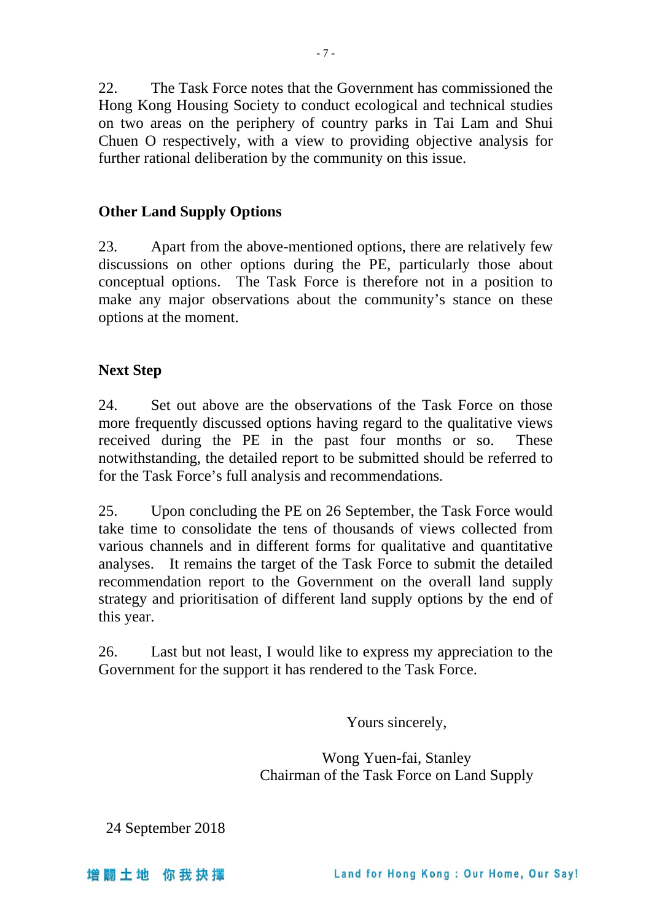22. The Task Force notes that the Government has commissioned the Hong Kong Housing Society to conduct ecological and technical studies on two areas on the periphery of country parks in Tai Lam and Shui Chuen O respectively, with a view to providing objective analysis for further rational deliberation by the community on this issue.

## Other Land Supply Options

23. Apart from the above-mentioned options, there are relatively few discussions on other options during the PE, particularly those about conceptual options. The Task Force is therefore not in a position to make any major observations about the community's stance on these options at the moment.

## Next Step

24. Set out above are the observations of the Task Force on those more frequently discussed options having regard to the qualitative views received during the PE in the past four months or so. These notwithstanding, the detailed report to be submitted should be referred to for the Task Force's full analysis and recommendations.

25. Upon concluding the PE on 26 September, the Task Force would take time to consolidate the tens of thousands of views collected from various channels and in different forms for qualitative and quantitative analyses. It remains the target of the Task Force to submit the detailed recommendation report to the Government on the overall land supply strategy and prioritisation of different land supply options by the end of this year.

26. Last but not least, I would like to express my appreciation to the Government for the support it has rendered to the Task Force.

Yours sincerely,

Wong Yuen-fai, Stanley
Chairman of the Task Force on Land Supply

24 September 2018